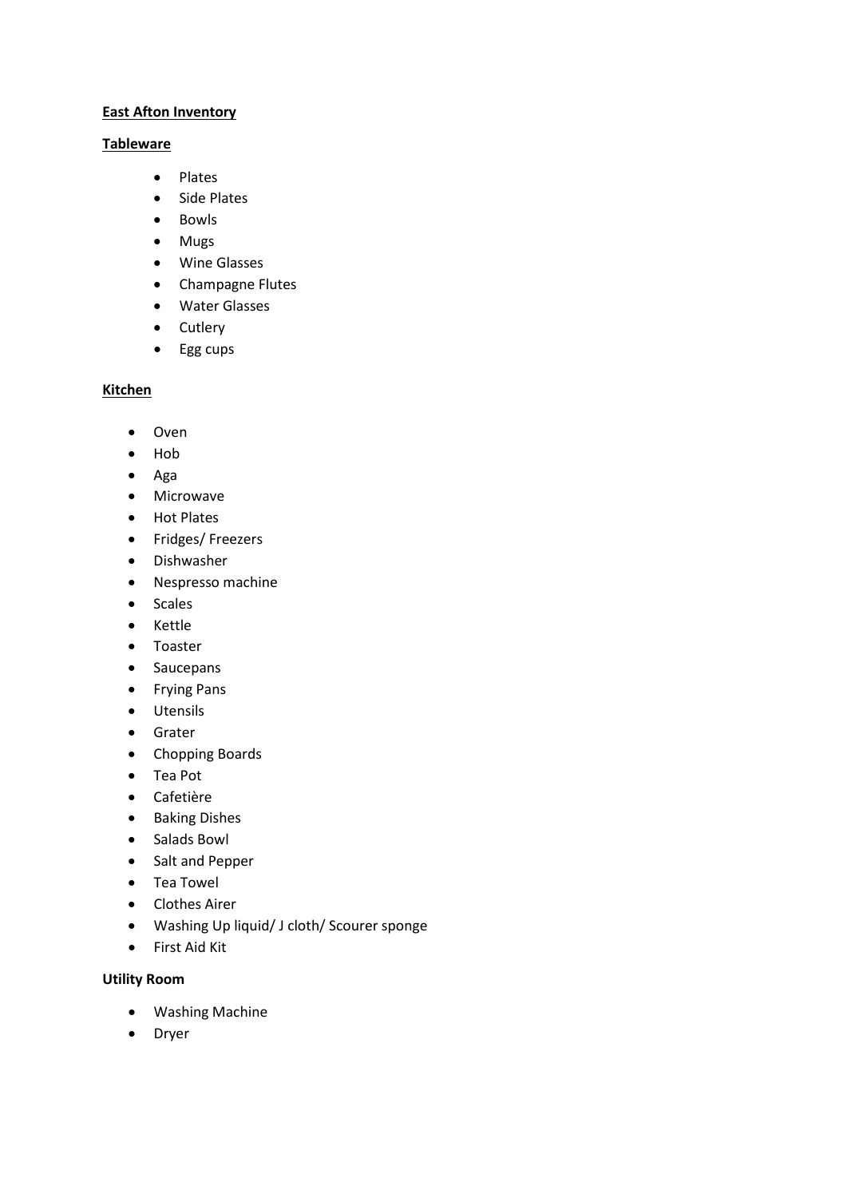**East Afton Inventory**

**Tableware**

- Plates
- Side Plates
- Bowls
- Mugs
- Wine Glasses
- Champagne Flutes
- Water Glasses
- Cutlery
- Egg cups

**Kitchen**

- Oven
- Hob
- Aga
- Microwave
- Hot Plates
- Fridges/ Freezers
- Dishwasher
- Nespresso machine
- Scales
- Kettle
- Toaster
- Saucepans
- Frying Pans
- Utensils
- Grater
- Chopping Boards
- Tea Pot
- Cafetière
- Baking Dishes
- Salads Bowl
- Salt and Pepper
- Tea Towel
- Clothes Airer
- Washing Up liquid/ J cloth/ Scourer sponge
- First Aid Kit

**Utility Room**

- Washing Machine
- Dryer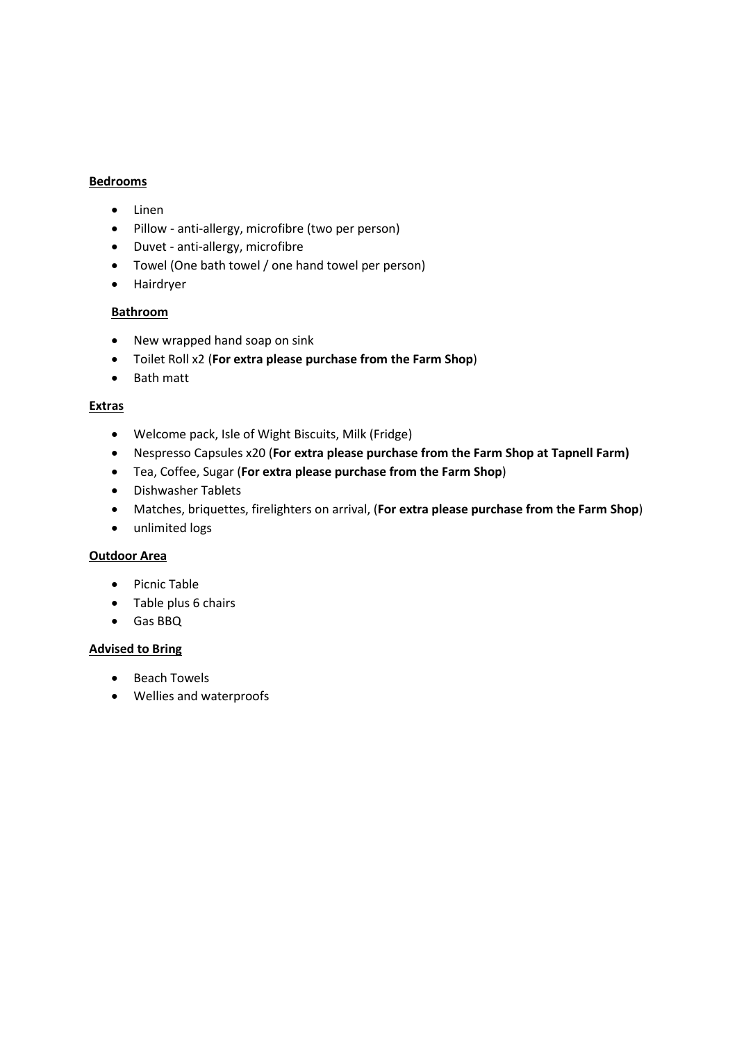**Bedrooms**

- Linen
- Pillow - anti-allergy, microfibre (two per person)
- Duvet - anti-allergy, microfibre
- Towel (One bath towel / one hand towel per person)
- Hairdryer

**Bathroom**

- New wrapped hand soap on sink
- Toilet Roll x2 (**For extra please purchase from the Farm Shop**)
- Bath matt

**Extras**

- Welcome pack, Isle of Wight Biscuits, Milk (Fridge)
- Nespresso Capsules x20 (**For extra please purchase from the Farm Shop at Tapnell Farm)**
- Tea, Coffee, Sugar (**For extra please purchase from the Farm Shop**)
- Dishwasher Tablets
- Matches, briquettes, firelighters on arrival, (**For extra please purchase from the Farm Shop**)
- unlimited logs

**Outdoor Area**

- Picnic Table
- Table plus 6 chairs
- Gas BBQ

**Advised to Bring**

- Beach Towels
- Wellies and waterproofs